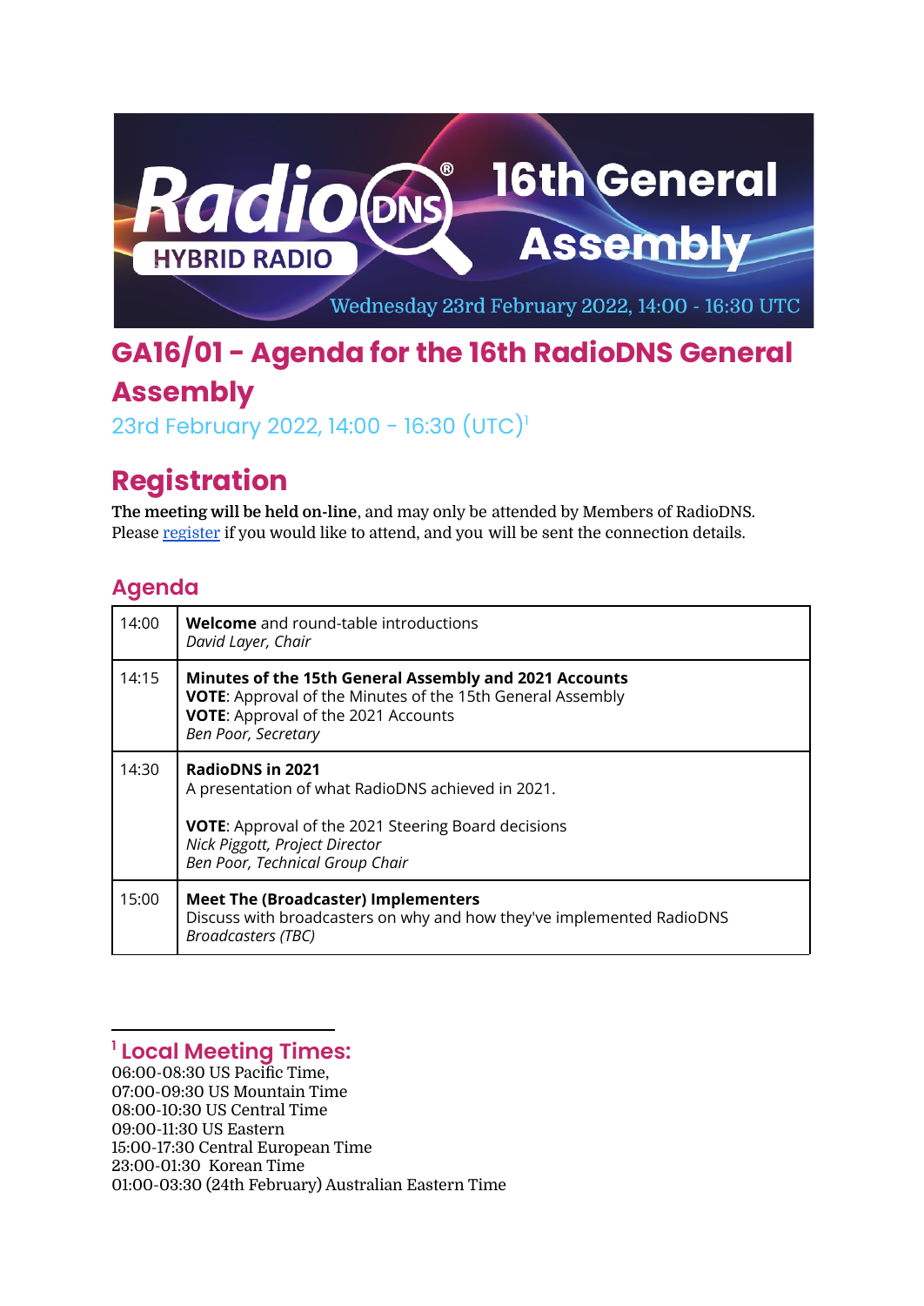RadioDNS HYBRID RADIO ® 16th General Assembly

Wednesday 23rd February 2022, 14:00 - 16:30 UTC

# GA16/01 - Agenda for the 16th RadioDNS General Assembly

23rd February 2022, 14:00 - 16:30 (UTC)[1]

# Registration

**The meeting will be held on-line**, and may only be attended by Members of RadioDNS. Please register if you would like to attend, and you will be sent the connection details.

## Agenda

| | |
|---|---|
| 14:00 | **Welcome** and round-table introductions<br>*David Layer, Chair* |
| 14:15 | **Minutes of the 15th General Assembly and 2021 Accounts**<br>**VOTE**: Approval of the Minutes of the 15th General Assembly<br>**VOTE**: Approval of the 2021 Accounts<br>*Ben Poor, Secretary* |
| 14:30 | **RadioDNS in 2021**<br>A presentation of what RadioDNS achieved in 2021.<br><br>**VOTE**: Approval of the 2021 Steering Board decisions<br>*Nick Piggott, Project Director*<br>*Ben Poor, Technical Group Chair* |
| 15:00 | **Meet The (Broadcaster) Implementers**<br>Discuss with broadcasters on why and how they've implemented RadioDNS<br>*Broadcasters (TBC)* |

---

[1] **Local Meeting Times:**
06:00-08:30 US Pacific Time,
07:00-09:30 US Mountain Time
08:00-10:30 US Central Time
09:00-11:30 US Eastern
15:00-17:30 Central European Time
23:00-01:30 Korean Time
01:00-03:30 (24th February) Australian Eastern Time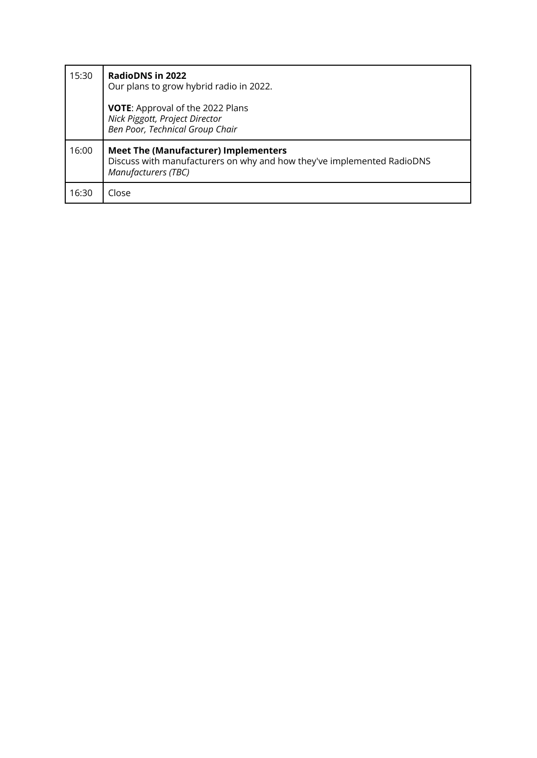| | |
|---|---|
| 15:30 | **RadioDNS in 2022**<br>Our plans to grow hybrid radio in 2022.<br><br>**VOTE**: Approval of the 2022 Plans<br>*Nick Piggott, Project Director*<br>*Ben Poor, Technical Group Chair* |
| 16:00 | **Meet The (Manufacturer) Implementers**<br>Discuss with manufacturers on why and how they've implemented RadioDNS<br>*Manufacturers (TBC)* |
| 16:30 | Close |